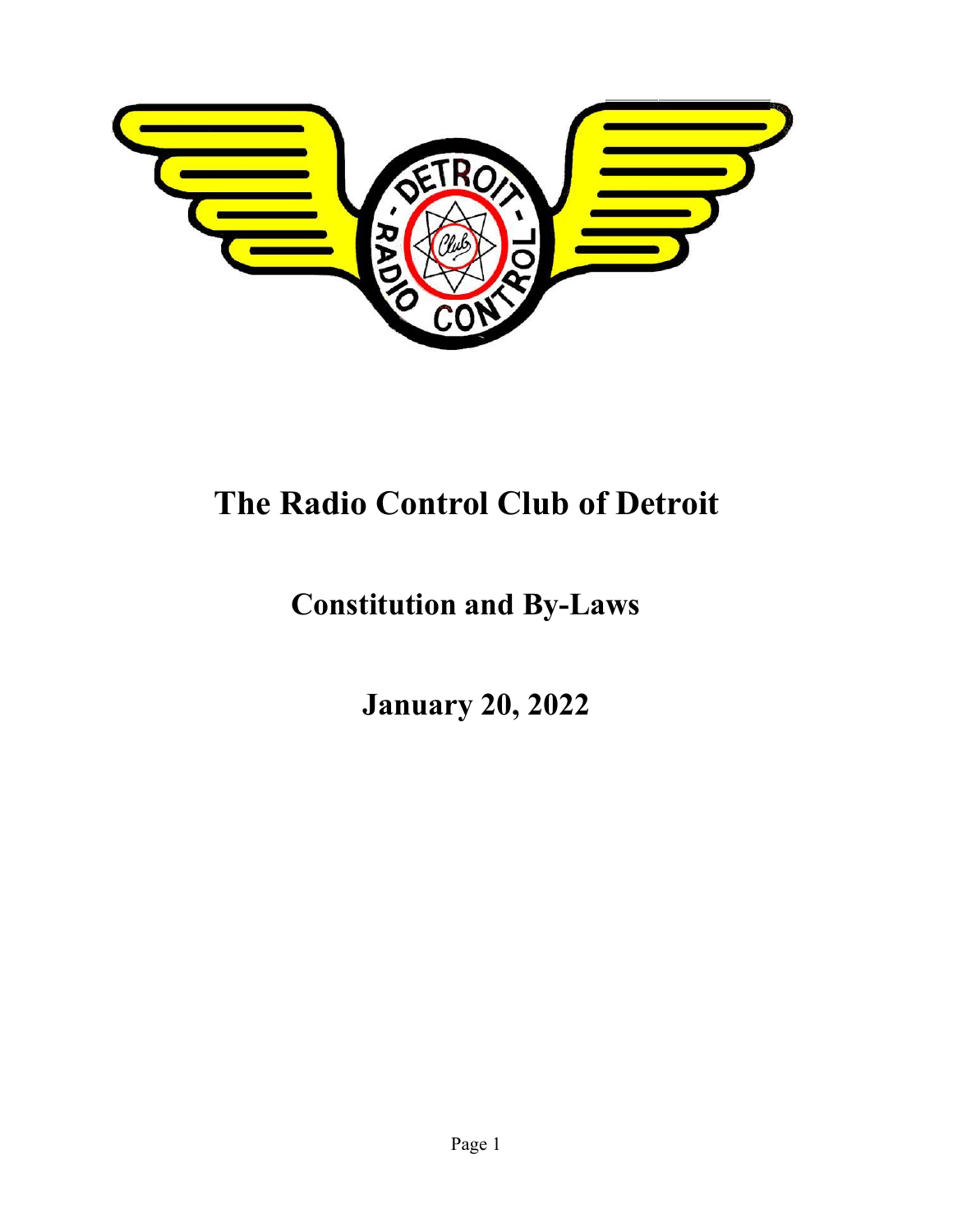# The Radio Control Club of Detroit

## Constitution and By-Laws

## January 20, 2022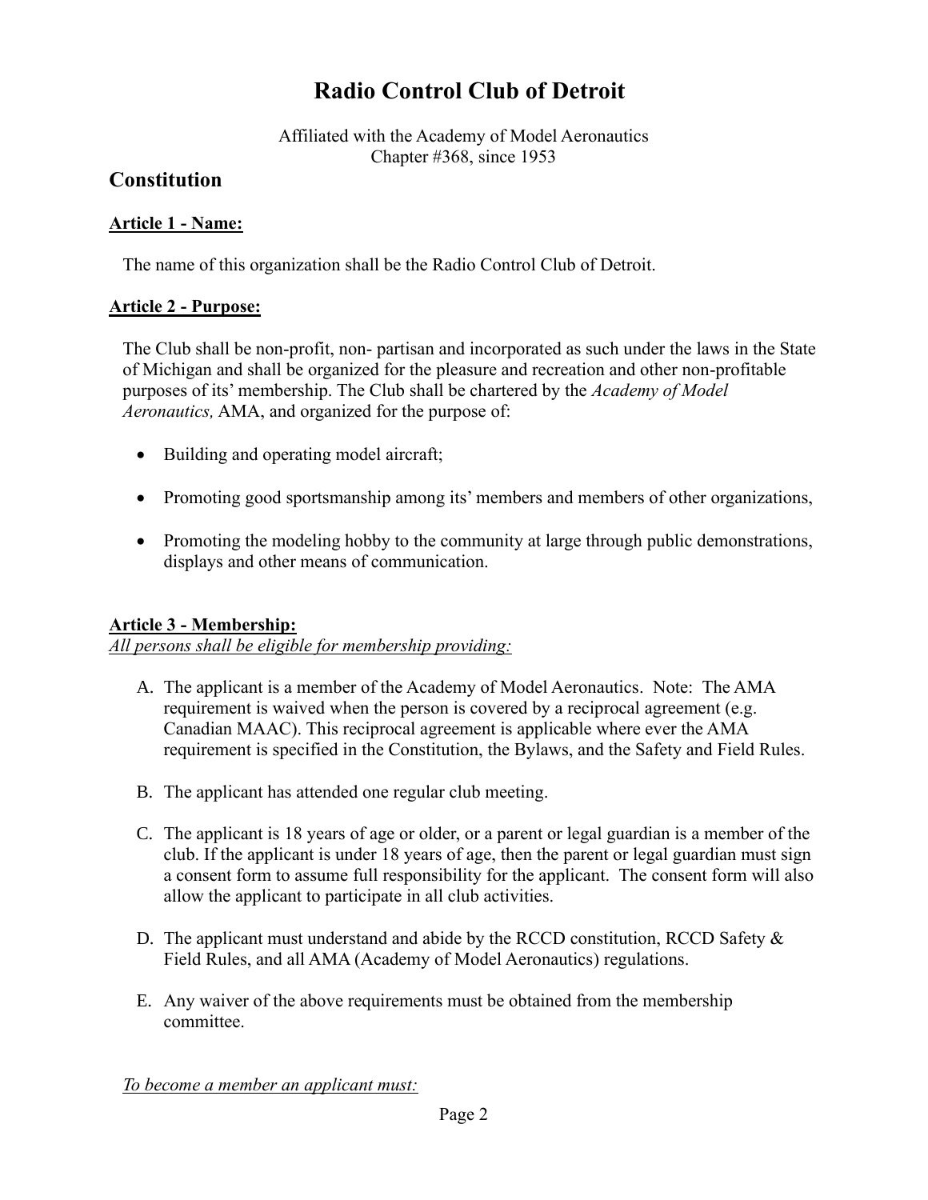# Radio Control Club of Detroit

Affiliated with the Academy of Model Aeronautics
Chapter #368, since 1953

## Constitution

### **Article 1 - Name:**

The name of this organization shall be the Radio Control Club of Detroit.

### **Article 2 - Purpose:**

The Club shall be non-profit, non- partisan and incorporated as such under the laws in the State of Michigan and shall be organized for the pleasure and recreation and other non-profitable purposes of its' membership. The Club shall be chartered by the *Academy of Model Aeronautics,* AMA, and organized for the purpose of:

- Building and operating model aircraft;
- Promoting good sportsmanship among its' members and members of other organizations,
- Promoting the modeling hobby to the community at large through public demonstrations, displays and other means of communication.

### **Article 3 - Membership:**

*All persons shall be eligible for membership providing:*

A. The applicant is a member of the Academy of Model Aeronautics. Note: The AMA requirement is waived when the person is covered by a reciprocal agreement (e.g. Canadian MAAC). This reciprocal agreement is applicable where ever the AMA requirement is specified in the Constitution, the Bylaws, and the Safety and Field Rules.

B. The applicant has attended one regular club meeting.

C. The applicant is 18 years of age or older, or a parent or legal guardian is a member of the club. If the applicant is under 18 years of age, then the parent or legal guardian must sign a consent form to assume full responsibility for the applicant. The consent form will also allow the applicant to participate in all club activities.

D. The applicant must understand and abide by the RCCD constitution, RCCD Safety & Field Rules, and all AMA (Academy of Model Aeronautics) regulations.

E. Any waiver of the above requirements must be obtained from the membership committee.

*To become a member an applicant must:*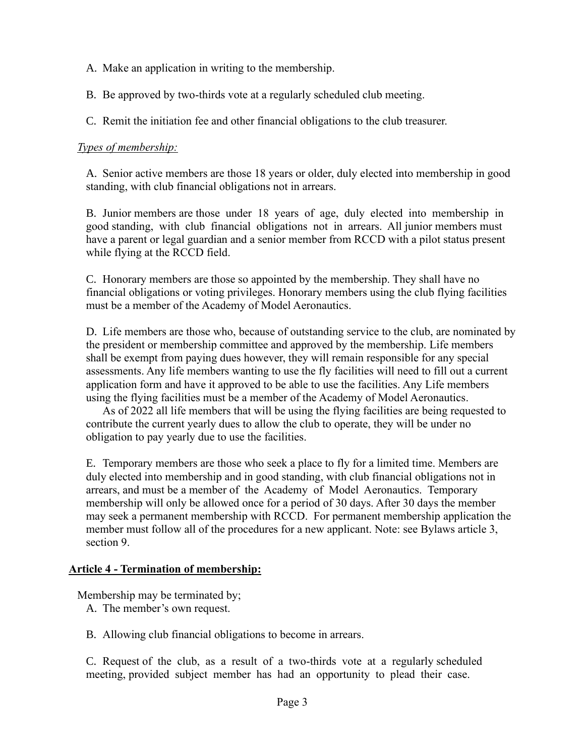A. Make an application in writing to the membership.

B. Be approved by two-thirds vote at a regularly scheduled club meeting.

C. Remit the initiation fee and other financial obligations to the club treasurer.

*Types of membership:*

A. Senior active members are those 18 years or older, duly elected into membership in good standing, with club financial obligations not in arrears.

B. Junior members are those under 18 years of age, duly elected into membership in good standing, with club financial obligations not in arrears. All junior members must have a parent or legal guardian and a senior member from RCCD with a pilot status present while flying at the RCCD field.

C. Honorary members are those so appointed by the membership. They shall have no financial obligations or voting privileges. Honorary members using the club flying facilities must be a member of the Academy of Model Aeronautics.

D. Life members are those who, because of outstanding service to the club, are nominated by the president or membership committee and approved by the membership. Life members shall be exempt from paying dues however, they will remain responsible for any special assessments. Any life members wanting to use the fly facilities will need to fill out a current application form and have it approved to be able to use the facilities. Any Life members using the flying facilities must be a member of the Academy of Model Aeronautics.
As of 2022 all life members that will be using the flying facilities are being requested to contribute the current yearly dues to allow the club to operate, they will be under no obligation to pay yearly due to use the facilities.

E. Temporary members are those who seek a place to fly for a limited time. Members are duly elected into membership and in good standing, with club financial obligations not in arrears, and must be a member of the Academy of Model Aeronautics. Temporary membership will only be allowed once for a period of 30 days. After 30 days the member may seek a permanent membership with RCCD. For permanent membership application the member must follow all of the procedures for a new applicant. Note: see Bylaws article 3, section 9.

## **Article 4 - Termination of membership:**

Membership may be terminated by;

A. The member's own request.

B. Allowing club financial obligations to become in arrears.

C. Request of the club, as a result of a two-thirds vote at a regularly scheduled meeting, provided subject member has had an opportunity to plead their case.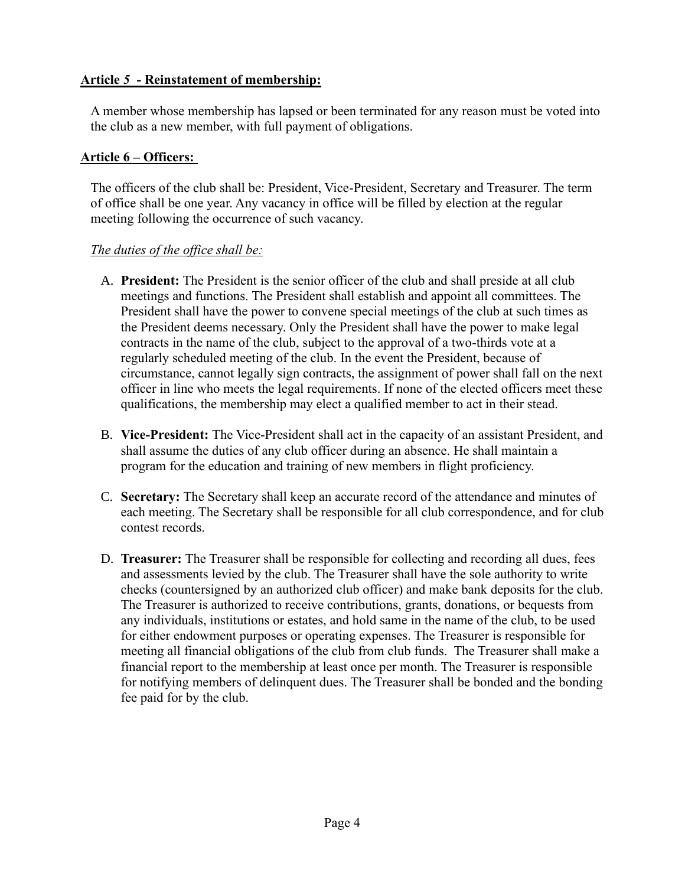**Article 5 - Reinstatement of membership:**

A member whose membership has lapsed or been terminated for any reason must be voted into the club as a new member, with full payment of obligations.

**Article 6 – Officers:**

The officers of the club shall be: President, Vice-President, Secretary and Treasurer. The term of office shall be one year. Any vacancy in office will be filled by election at the regular meeting following the occurrence of such vacancy.

*The duties of the office shall be:*

A. **President:** The President is the senior officer of the club and shall preside at all club meetings and functions. The President shall establish and appoint all committees. The President shall have the power to convene special meetings of the club at such times as the President deems necessary. Only the President shall have the power to make legal contracts in the name of the club, subject to the approval of a two-thirds vote at a regularly scheduled meeting of the club. In the event the President, because of circumstance, cannot legally sign contracts, the assignment of power shall fall on the next officer in line who meets the legal requirements. If none of the elected officers meet these qualifications, the membership may elect a qualified member to act in their stead.

B. **Vice-President:** The Vice-President shall act in the capacity of an assistant President, and shall assume the duties of any club officer during an absence. He shall maintain a program for the education and training of new members in flight proficiency.

C. **Secretary:** The Secretary shall keep an accurate record of the attendance and minutes of each meeting. The Secretary shall be responsible for all club correspondence, and for club contest records.

D. **Treasurer:** The Treasurer shall be responsible for collecting and recording all dues, fees and assessments levied by the club. The Treasurer shall have the sole authority to write checks (countersigned by an authorized club officer) and make bank deposits for the club. The Treasurer is authorized to receive contributions, grants, donations, or bequests from any individuals, institutions or estates, and hold same in the name of the club, to be used for either endowment purposes or operating expenses. The Treasurer is responsible for meeting all financial obligations of the club from club funds. The Treasurer shall make a financial report to the membership at least once per month. The Treasurer is responsible for notifying members of delinquent dues. The Treasurer shall be bonded and the bonding fee paid for by the club.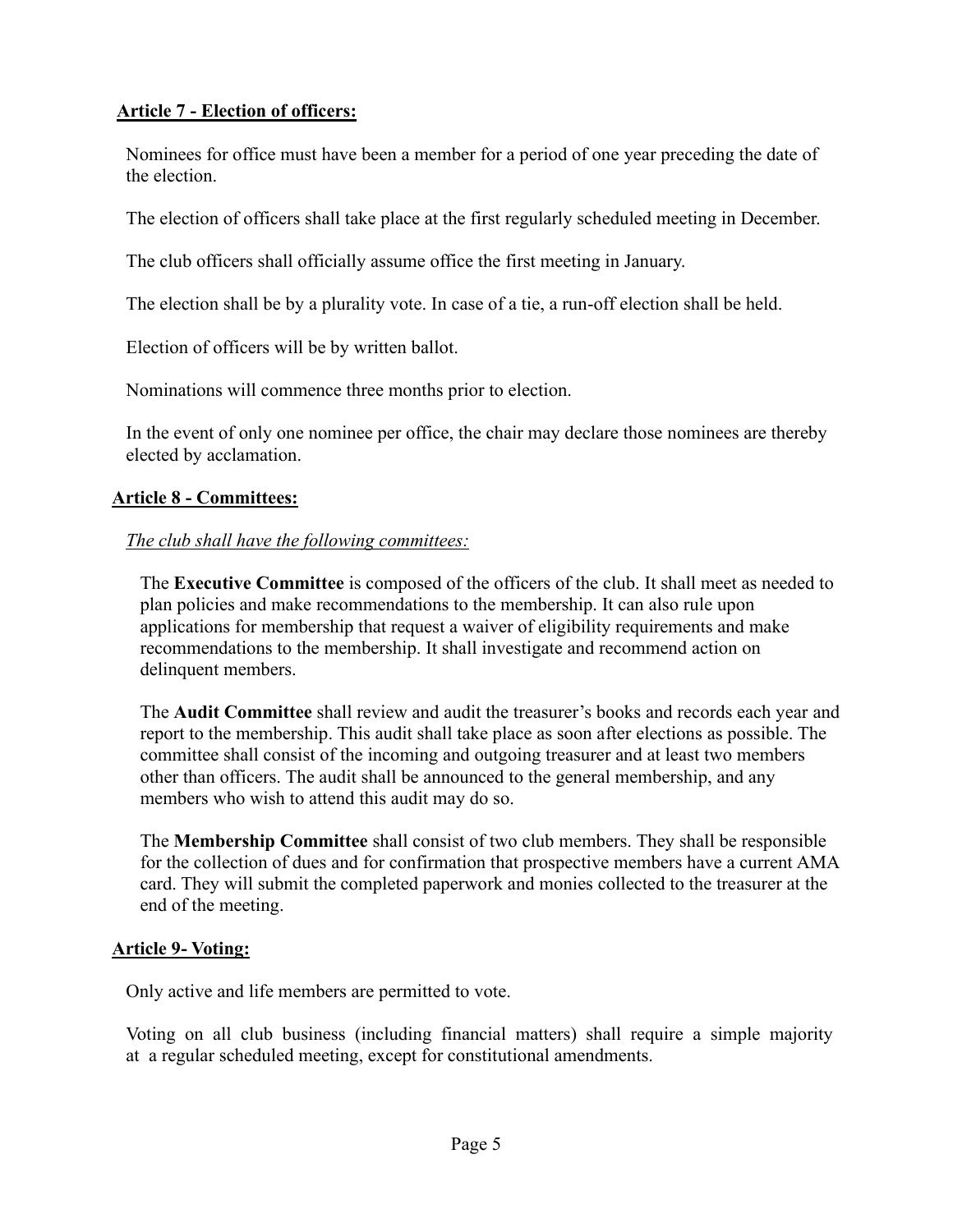**Article 7 - Election of officers:**

Nominees for office must have been a member for a period of one year preceding the date of the election.

The election of officers shall take place at the first regularly scheduled meeting in December.

The club officers shall officially assume office the first meeting in January.

The election shall be by a plurality vote. In case of a tie, a run-off election shall be held.

Election of officers will be by written ballot.

Nominations will commence three months prior to election.

In the event of only one nominee per office, the chair may declare those nominees are thereby elected by acclamation.

**Article 8 - Committees:**

*The club shall have the following committees:*

The **Executive Committee** is composed of the officers of the club. It shall meet as needed to plan policies and make recommendations to the membership. It can also rule upon applications for membership that request a waiver of eligibility requirements and make recommendations to the membership. It shall investigate and recommend action on delinquent members.

The **Audit Committee** shall review and audit the treasurer's books and records each year and report to the membership. This audit shall take place as soon after elections as possible. The committee shall consist of the incoming and outgoing treasurer and at least two members other than officers. The audit shall be announced to the general membership, and any members who wish to attend this audit may do so.

The **Membership Committee** shall consist of two club members. They shall be responsible for the collection of dues and for confirmation that prospective members have a current AMA card. They will submit the completed paperwork and monies collected to the treasurer at the end of the meeting.

**Article 9- Voting:**

Only active and life members are permitted to vote.

Voting on all club business (including financial matters) shall require a simple majority at a regular scheduled meeting, except for constitutional amendments.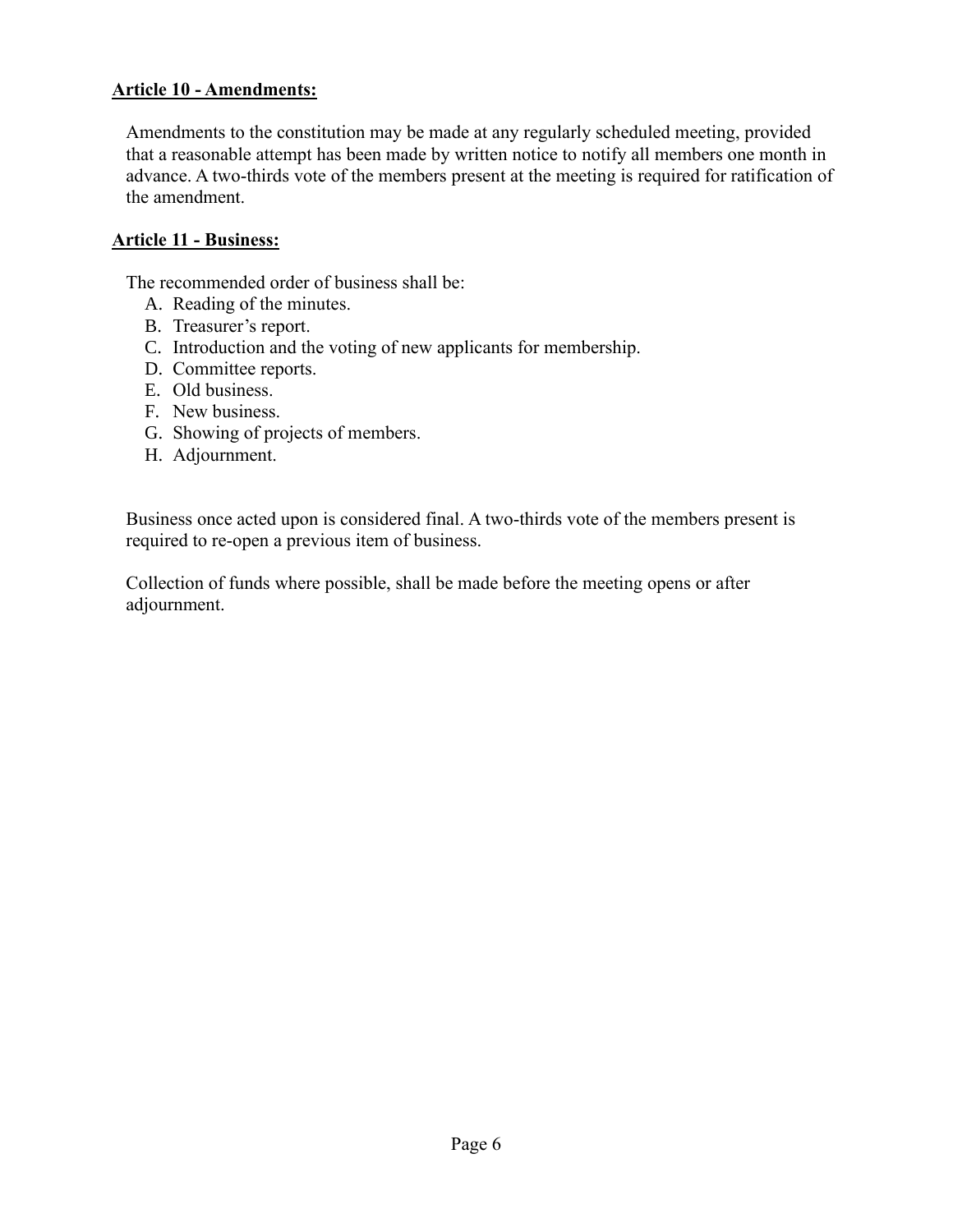**Article 10 - Amendments:**

Amendments to the constitution may be made at any regularly scheduled meeting, provided that a reasonable attempt has been made by written notice to notify all members one month in advance. A two-thirds vote of the members present at the meeting is required for ratification of the amendment.

**Article 11 - Business:**

The recommended order of business shall be:

A. Reading of the minutes.
B. Treasurer's report.
C. Introduction and the voting of new applicants for membership.
D. Committee reports.
E. Old business.
F. New business.
G. Showing of projects of members.
H. Adjournment.

Business once acted upon is considered final. A two-thirds vote of the members present is required to re-open a previous item of business.

Collection of funds where possible, shall be made before the meeting opens or after adjournment.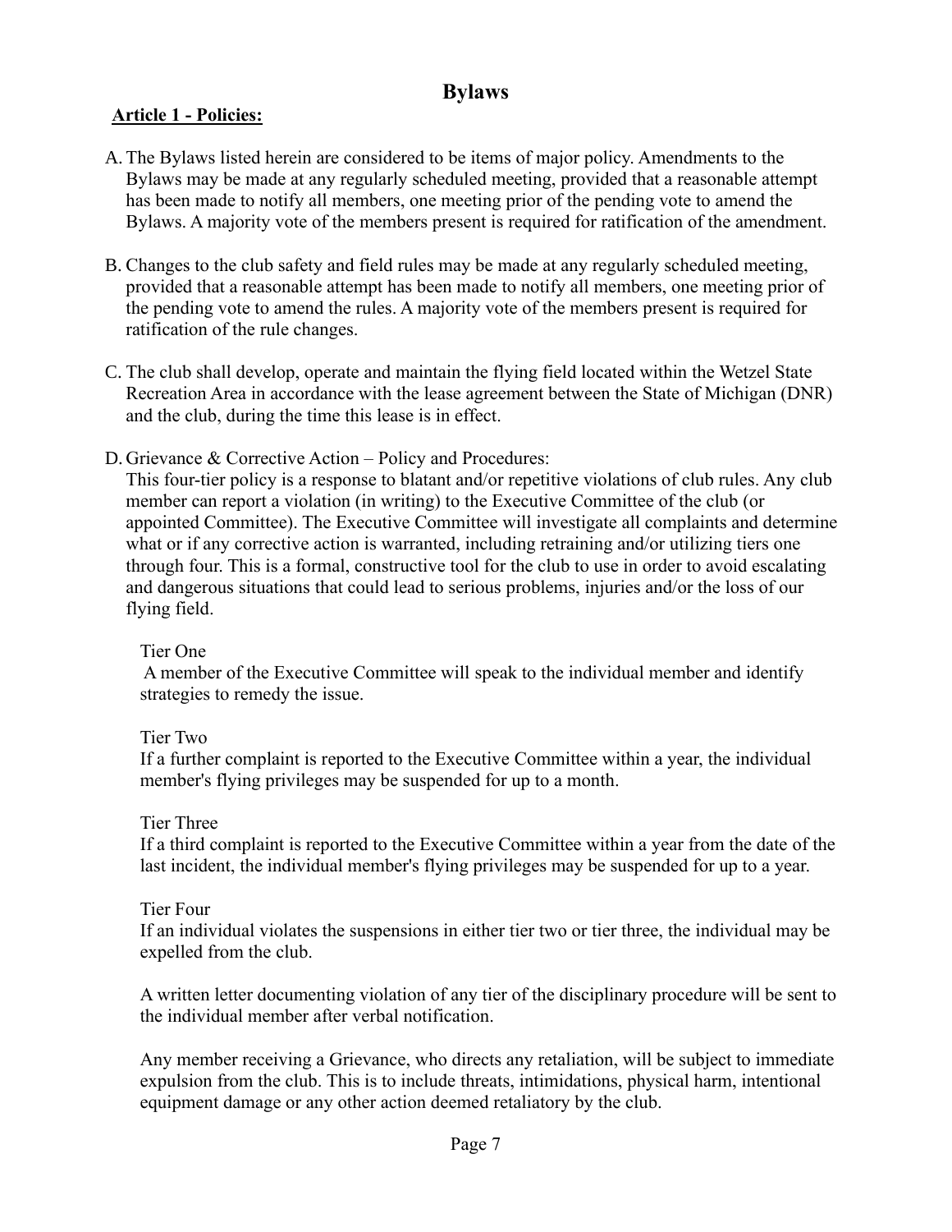# Bylaws

## Article 1 - Policies:

A. The Bylaws listed herein are considered to be items of major policy. Amendments to the Bylaws may be made at any regularly scheduled meeting, provided that a reasonable attempt has been made to notify all members, one meeting prior of the pending vote to amend the Bylaws. A majority vote of the members present is required for ratification of the amendment.

B. Changes to the club safety and field rules may be made at any regularly scheduled meeting, provided that a reasonable attempt has been made to notify all members, one meeting prior of the pending vote to amend the rules. A majority vote of the members present is required for ratification of the rule changes.

C. The club shall develop, operate and maintain the flying field located within the Wetzel State Recreation Area in accordance with the lease agreement between the State of Michigan (DNR) and the club, during the time this lease is in effect.

D. Grievance & Corrective Action – Policy and Procedures:
This four-tier policy is a response to blatant and/or repetitive violations of club rules. Any club member can report a violation (in writing) to the Executive Committee of the club (or appointed Committee). The Executive Committee will investigate all complaints and determine what or if any corrective action is warranted, including retraining and/or utilizing tiers one through four. This is a formal, constructive tool for the club to use in order to avoid escalating and dangerous situations that could lead to serious problems, injuries and/or the loss of our flying field.

Tier One
A member of the Executive Committee will speak to the individual member and identify strategies to remedy the issue.

Tier Two
If a further complaint is reported to the Executive Committee within a year, the individual member's flying privileges may be suspended for up to a month.

Tier Three
If a third complaint is reported to the Executive Committee within a year from the date of the last incident, the individual member's flying privileges may be suspended for up to a year.

Tier Four
If an individual violates the suspensions in either tier two or tier three, the individual may be expelled from the club.

A written letter documenting violation of any tier of the disciplinary procedure will be sent to the individual member after verbal notification.

Any member receiving a Grievance, who directs any retaliation, will be subject to immediate expulsion from the club. This is to include threats, intimidations, physical harm, intentional equipment damage or any other action deemed retaliatory by the club.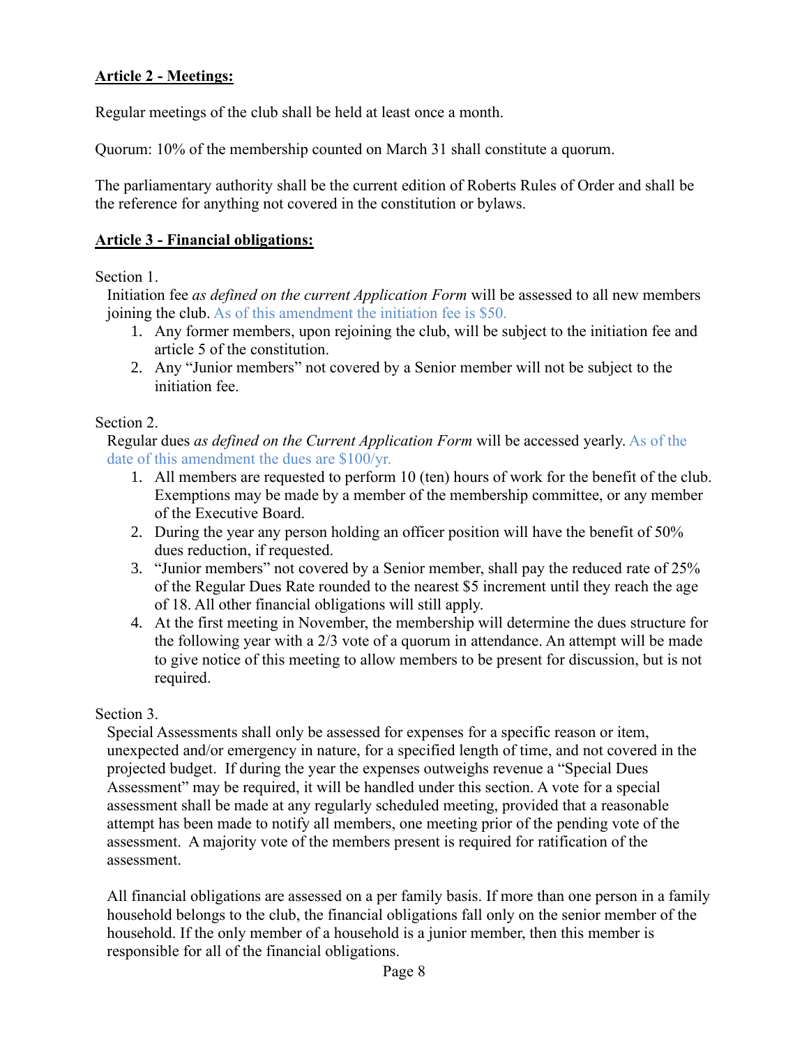**<u>Article 2 - Meetings:</u>**

Regular meetings of the club shall be held at least once a month.

Quorum: 10% of the membership counted on March 31 shall constitute a quorum.

The parliamentary authority shall be the current edition of Roberts Rules of Order and shall be the reference for anything not covered in the constitution or bylaws.

**<u>Article 3 - Financial obligations:</u>**

Section 1.

Initiation fee *as defined on the current Application Form* will be assessed to all new members joining the club. As of this amendment the initiation fee is $50.

1. Any former members, upon rejoining the club, will be subject to the initiation fee and article 5 of the constitution.
2. Any "Junior members" not covered by a Senior member will not be subject to the initiation fee.

Section 2.

Regular dues *as defined on the Current Application Form* will be accessed yearly. As of the date of this amendment the dues are $100/yr.

1. All members are requested to perform 10 (ten) hours of work for the benefit of the club. Exemptions may be made by a member of the membership committee, or any member of the Executive Board.
2. During the year any person holding an officer position will have the benefit of 50% dues reduction, if requested.
3. "Junior members" not covered by a Senior member, shall pay the reduced rate of 25% of the Regular Dues Rate rounded to the nearest $5 increment until they reach the age of 18. All other financial obligations will still apply.
4. At the first meeting in November, the membership will determine the dues structure for the following year with a 2/3 vote of a quorum in attendance. An attempt will be made to give notice of this meeting to allow members to be present for discussion, but is not required.

Section 3.

Special Assessments shall only be assessed for expenses for a specific reason or item, unexpected and/or emergency in nature, for a specified length of time, and not covered in the projected budget. If during the year the expenses outweighs revenue a "Special Dues Assessment" may be required, it will be handled under this section. A vote for a special assessment shall be made at any regularly scheduled meeting, provided that a reasonable attempt has been made to notify all members, one meeting prior of the pending vote of the assessment. A majority vote of the members present is required for ratification of the assessment.

All financial obligations are assessed on a per family basis. If more than one person in a family household belongs to the club, the financial obligations fall only on the senior member of the household. If the only member of a household is a junior member, then this member is responsible for all of the financial obligations.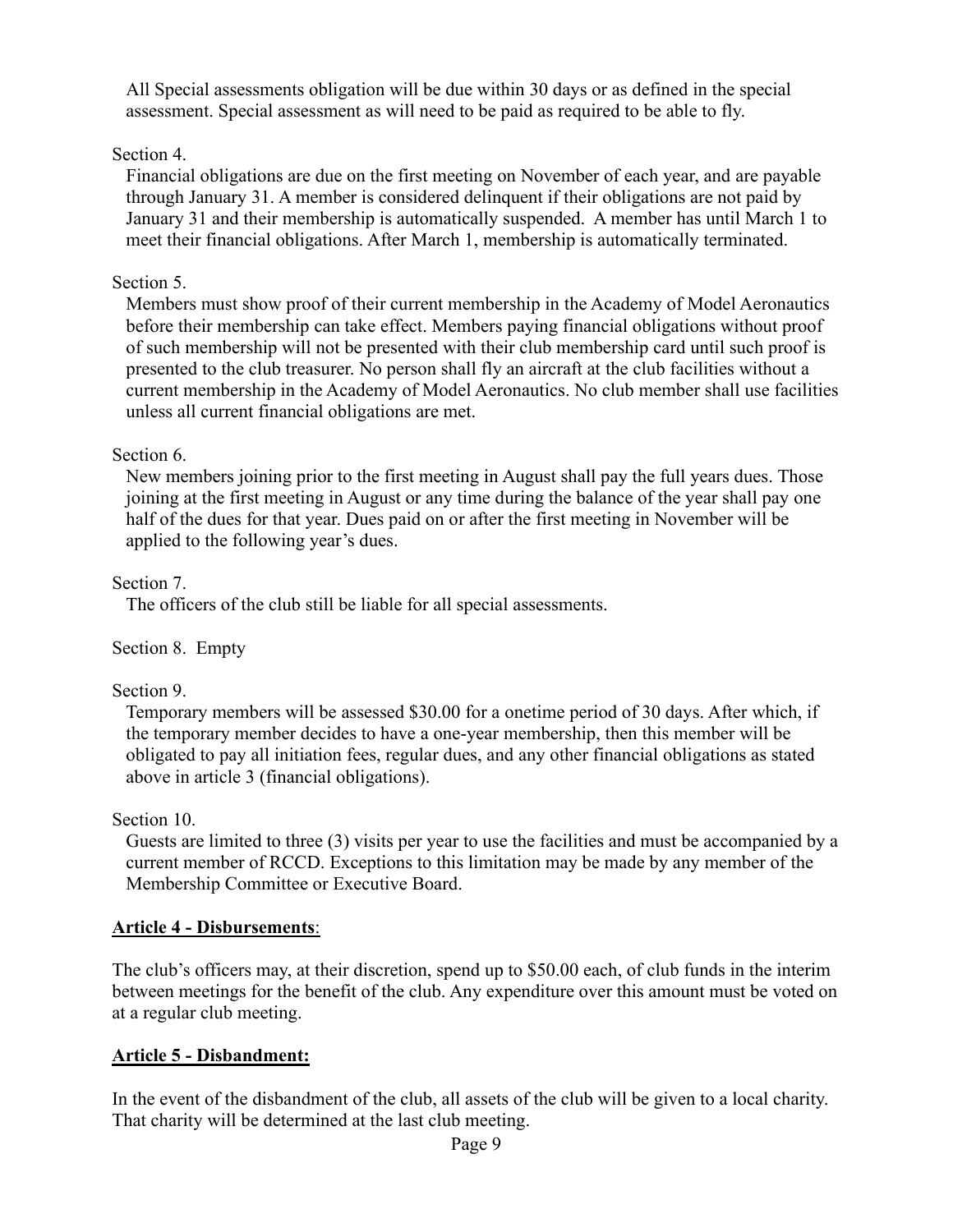All Special assessments obligation will be due within 30 days or as defined in the special assessment. Special assessment as will need to be paid as required to be able to fly.

Section 4.

Financial obligations are due on the first meeting on November of each year, and are payable through January 31. A member is considered delinquent if their obligations are not paid by January 31 and their membership is automatically suspended. A member has until March 1 to meet their financial obligations. After March 1, membership is automatically terminated.

Section 5.

Members must show proof of their current membership in the Academy of Model Aeronautics before their membership can take effect. Members paying financial obligations without proof of such membership will not be presented with their club membership card until such proof is presented to the club treasurer. No person shall fly an aircraft at the club facilities without a current membership in the Academy of Model Aeronautics. No club member shall use facilities unless all current financial obligations are met.

Section 6.

New members joining prior to the first meeting in August shall pay the full years dues. Those joining at the first meeting in August or any time during the balance of the year shall pay one half of the dues for that year. Dues paid on or after the first meeting in November will be applied to the following year's dues.

Section 7.

The officers of the club still be liable for all special assessments.

Section 8. Empty

Section 9.

Temporary members will be assessed $30.00 for a onetime period of 30 days. After which, if the temporary member decides to have a one-year membership, then this member will be obligated to pay all initiation fees, regular dues, and any other financial obligations as stated above in article 3 (financial obligations).

Section 10.

Guests are limited to three (3) visits per year to use the facilities and must be accompanied by a current member of RCCD. Exceptions to this limitation may be made by any member of the Membership Committee or Executive Board.

## **Article 4 - Disbursements**:

The club's officers may, at their discretion, spend up to $50.00 each, of club funds in the interim between meetings for the benefit of the club. Any expenditure over this amount must be voted on at a regular club meeting.

## **Article 5 - Disbandment:**

In the event of the disbandment of the club, all assets of the club will be given to a local charity. That charity will be determined at the last club meeting.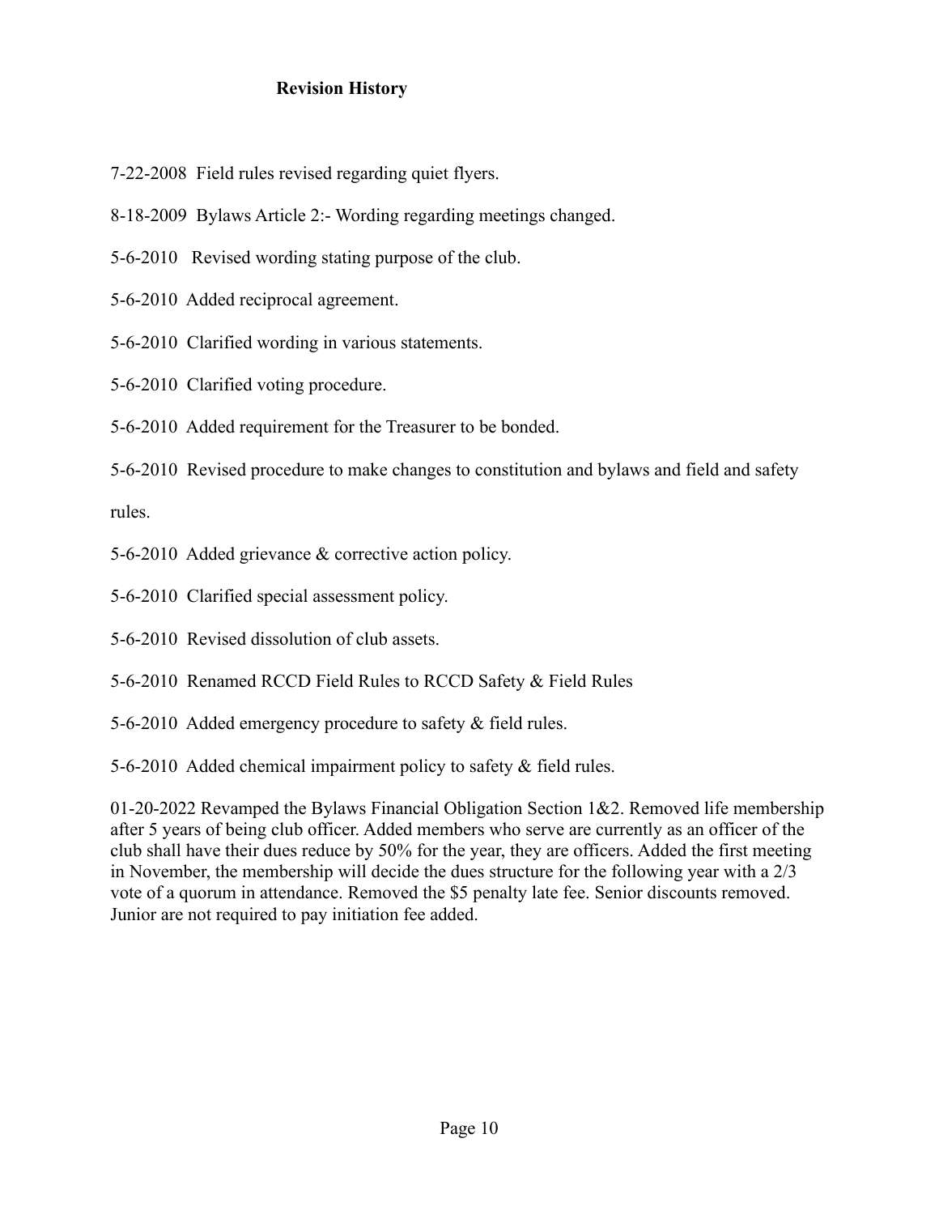## Revision History

7-22-2008 Field rules revised regarding quiet flyers.

8-18-2009 Bylaws Article 2:- Wording regarding meetings changed.

5-6-2010 Revised wording stating purpose of the club.

5-6-2010 Added reciprocal agreement.

5-6-2010 Clarified wording in various statements.

5-6-2010 Clarified voting procedure.

5-6-2010 Added requirement for the Treasurer to be bonded.

5-6-2010 Revised procedure to make changes to constitution and bylaws and field and safety rules.

5-6-2010 Added grievance & corrective action policy.

5-6-2010 Clarified special assessment policy.

5-6-2010 Revised dissolution of club assets.

5-6-2010 Renamed RCCD Field Rules to RCCD Safety & Field Rules

5-6-2010 Added emergency procedure to safety & field rules.

5-6-2010 Added chemical impairment policy to safety & field rules.

01-20-2022 Revamped the Bylaws Financial Obligation Section 1&2. Removed life membership after 5 years of being club officer. Added members who serve are currently as an officer of the club shall have their dues reduce by 50% for the year, they are officers. Added the first meeting in November, the membership will decide the dues structure for the following year with a 2/3 vote of a quorum in attendance. Removed the $5 penalty late fee. Senior discounts removed. Junior are not required to pay initiation fee added.